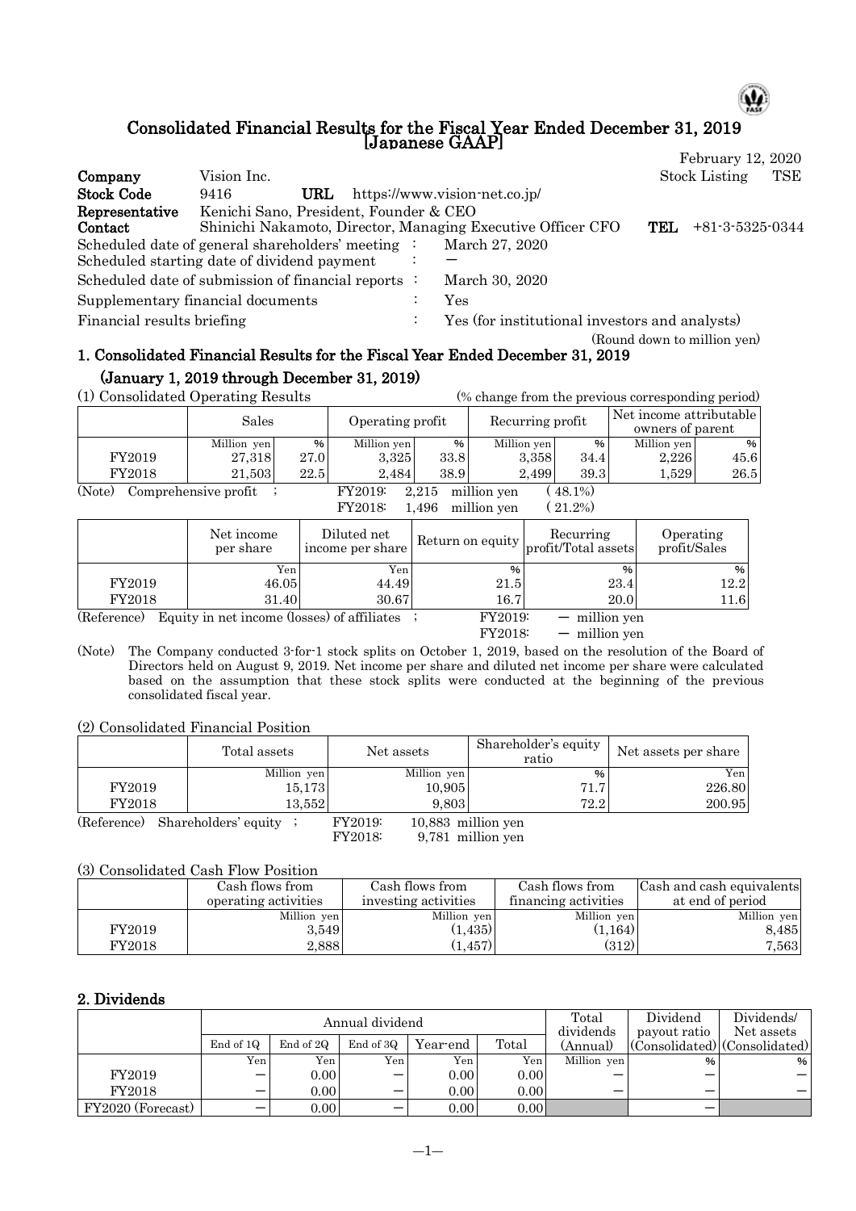# Consolidated Financial Results for the Fiscal Year Ended December 31, 2019 [Japanese GAAP]

February 12, 2020

| | | | |
|---|---|---|---|
| **Company** | Vision Inc. | Stock Listing | TSE |
| **Stock Code** | 9416 | **URL** | https://www.vision-net.co.jp/ |
| **Representative** | Kenichi Sano, President, Founder & CEO | | |
| **Contact** | Shinichi Nakamoto, Director, Managing Executive Officer CFO | **TEL** | +81-3-5325-0344 |

Scheduled date of general shareholders' meeting : March 27, 2020

Scheduled starting date of dividend payment : —

Scheduled date of submission of financial reports : March 30, 2020

Supplementary financial documents : Yes

Financial results briefing : Yes (for institutional investors and analysts)

(Round down to million yen)

## 1. Consolidated Financial Results for the Fiscal Year Ended December 31, 2019 (January 1, 2019 through December 31, 2019)

(1) Consolidated Operating Results (% change from the previous corresponding period)

| | Sales | | Operating profit | | Recurring profit | | Net income attributable owners of parent | |
|---|---|---|---|---|---|---|---|---|
| | Million yen | % | Million yen | % | Million yen | % | Million yen | % |
| FY2019 | 27,318 | 27.0 | 3,325 | 33.8 | 3,358 | 34.4 | 2,226 | 45.6 |
| FY2018 | 21,503 | 22.5 | 2,484 | 38.9 | 2,499 | 39.3 | 1,529 | 26.5 |

(Note) Comprehensive profit ; FY2019: 2,215 million yen (48.1%)
FY2018: 1,496 million yen (21.2%)

| | Net income per share | Diluted net income per share | Return on equity | Recurring profit/Total assets | Operating profit/Sales |
|---|---|---|---|---|---|
| | Yen | Yen | % | % | % |
| FY2019 | 46.05 | 44.49 | 21.5 | 23.4 | 12.2 |
| FY2018 | 31.40 | 30.67 | 16.7 | 20.0 | 11.6 |

(Reference) Equity in net income (losses) of affiliates ; FY2019: — million yen
FY2018: — million yen

(Note) The Company conducted 3-for-1 stock splits on October 1, 2019, based on the resolution of the Board of Directors held on August 9, 2019. Net income per share and diluted net income per share were calculated based on the assumption that these stock splits were conducted at the beginning of the previous consolidated fiscal year.

(2) Consolidated Financial Position

| | Total assets | Net assets | Shareholder's equity ratio | Net assets per share |
|---|---|---|---|---|
| | Million yen | Million yen | % | Yen |
| FY2019 | 15,173 | 10,905 | 71.7 | 226.80 |
| FY2018 | 13,552 | 9,803 | 72.2 | 200.95 |

(Reference) Shareholders' equity ; FY2019: 10,883 million yen
FY2018: 9,781 million yen

(3) Consolidated Cash Flow Position

| | Cash flows from operating activities | Cash flows from investing activities | Cash flows from financing activities | Cash and cash equivalents at end of period |
|---|---|---|---|---|
| | Million yen | Million yen | Million yen | Million yen |
| FY2019 | 3,549 | (1,435) | (1,164) | 8,485 |
| FY2018 | 2,888 | (1,457) | (312) | 7,563 |

## 2. Dividends

| | Annual dividend | | | | | Total dividends (Annual) | Dividend payout ratio (Consolidated) | Dividends/ Net assets (Consolidated) |
|---|---|---|---|---|---|---|---|---|
| | End of 1Q | End of 2Q | End of 3Q | Year-end | Total | | | |
| | Yen | Yen | Yen | Yen | Yen | Million yen | % | % |
| FY2019 | — | 0.00 | — | 0.00 | 0.00 | — | — | — |
| FY2018 | — | 0.00 | — | 0.00 | 0.00 | — | — | — |
| FY2020 (Forecast) | — | 0.00 | — | 0.00 | 0.00 | | — | |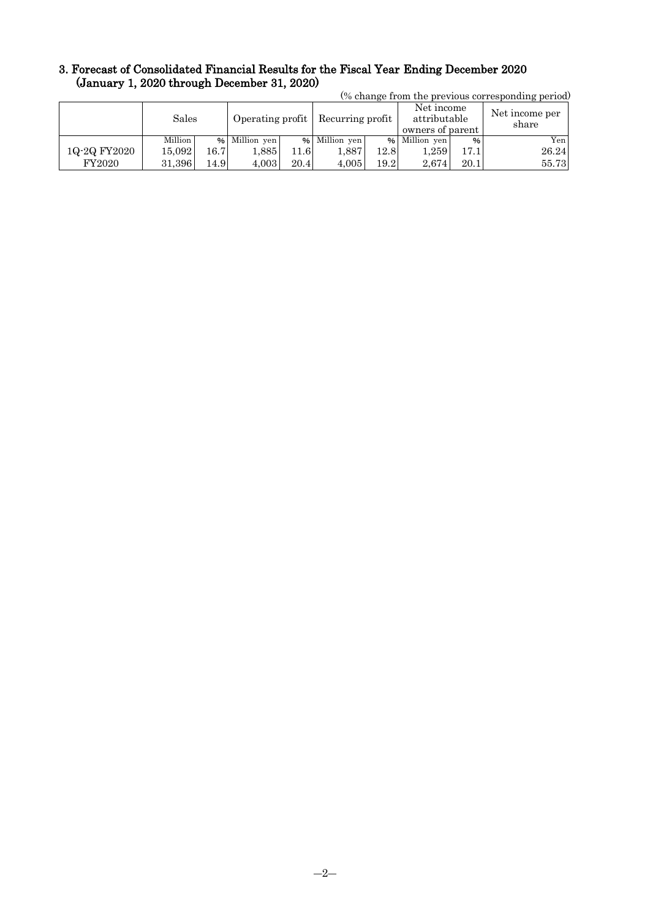## 3. Forecast of Consolidated Financial Results for the Fiscal Year Ending December 2020 (January 1, 2020 through December 31, 2020)

(% change from the previous corresponding period)

| | Sales | | Operating profit | | Recurring profit | | Net income attributable owners of parent | | Net income per share |
|---|---|---|---|---|---|---|---|---|---|
| | Million | % | Million yen | % | Million yen | % | Million yen | % | Yen |
| 1Q-2Q FY2020 | 15,092 | 16.7 | 1,885 | 11.6 | 1,887 | 12.8 | 1,259 | 17.1 | 26.24 |
| FY2020 | 31,396 | 14.9 | 4,003 | 20.4 | 4,005 | 19.2 | 2,674 | 20.1 | 55.73 |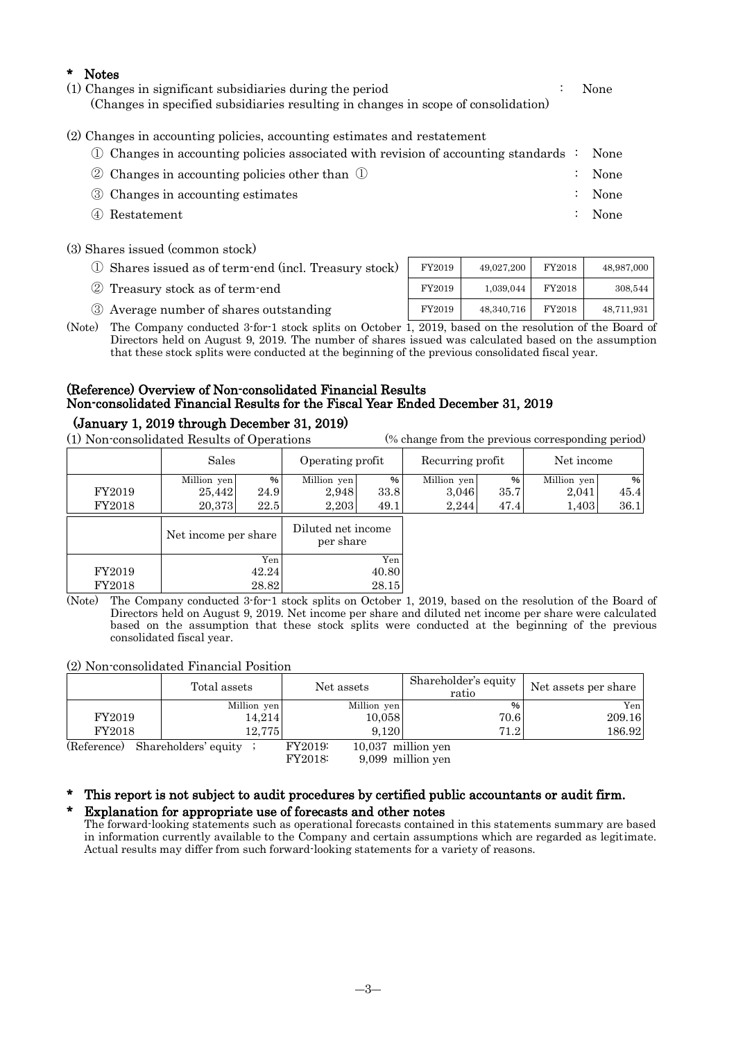## * Notes

(1) Changes in significant subsidiaries during the period : None
(Changes in specified subsidiaries resulting in changes in scope of consolidation)

(2) Changes in accounting policies, accounting estimates and restatement

① Changes in accounting policies associated with revision of accounting standards : None
② Changes in accounting policies other than ① : None
③ Changes in accounting estimates : None
④ Restatement : None

(3) Shares issued (common stock)

| | | | | |
|---|---|---|---|---|
| ① Shares issued as of term-end (incl. Treasury stock) | FY2019 | 49,027,200 | FY2018 | 48,987,000 |
| ② Treasury stock as of term-end | FY2019 | 1,039,044 | FY2018 | 308,544 |
| ③ Average number of shares outstanding | FY2019 | 48,340,716 | FY2018 | 48,711,931 |

(Note) The Company conducted 3-for-1 stock splits on October 1, 2019, based on the resolution of the Board of Directors held on August 9, 2019. The number of shares issued was calculated based on the assumption that these stock splits were conducted at the beginning of the previous consolidated fiscal year.

## (Reference) Overview of Non-consolidated Financial Results
## Non-consolidated Financial Results for the Fiscal Year Ended December 31, 2019
## (January 1, 2019 through December 31, 2019)

(1) Non-consolidated Results of Operations (% change from the previous corresponding period)

| | Sales | | Operating profit | | Recurring profit | | Net income | |
|---|---|---|---|---|---|---|---|---|
| | Million yen | % | Million yen | % | Million yen | % | Million yen | % |
| FY2019 | 25,442 | 24.9 | 2,948 | 33.8 | 3,046 | 35.7 | 2,041 | 45.4 |
| FY2018 | 20,373 | 22.5 | 2,203 | 49.1 | 2,244 | 47.4 | 1,403 | 36.1 |

| | Net income per share | Diluted net income per share |
|---|---|---|
| | Yen | Yen |
| FY2019 | 42.24 | 40.80 |
| FY2018 | 28.82 | 28.15 |

(Note) The Company conducted 3-for-1 stock splits on October 1, 2019, based on the resolution of the Board of Directors held on August 9, 2019. Net income per share and diluted net income per share were calculated based on the assumption that these stock splits were conducted at the beginning of the previous consolidated fiscal year.

(2) Non-consolidated Financial Position

| | Total assets | Net assets | Shareholder's equity ratio | Net assets per share |
|---|---|---|---|---|
| | Million yen | Million yen | % | Yen |
| FY2019 | 14,214 | 10,058 | 70.6 | 209.16 |
| FY2018 | 12,775 | 9,120 | 71.2 | 186.92 |

(Reference) Shareholders' equity ; FY2019: 10,037 million yen
FY2018: 9,099 million yen

## * This report is not subject to audit procedures by certified public accountants or audit firm.

## * Explanation for appropriate use of forecasts and other notes

The forward-looking statements such as operational forecasts contained in this statements summary are based in information currently available to the Company and certain assumptions which are regarded as legitimate. Actual results may differ from such forward-looking statements for a variety of reasons.